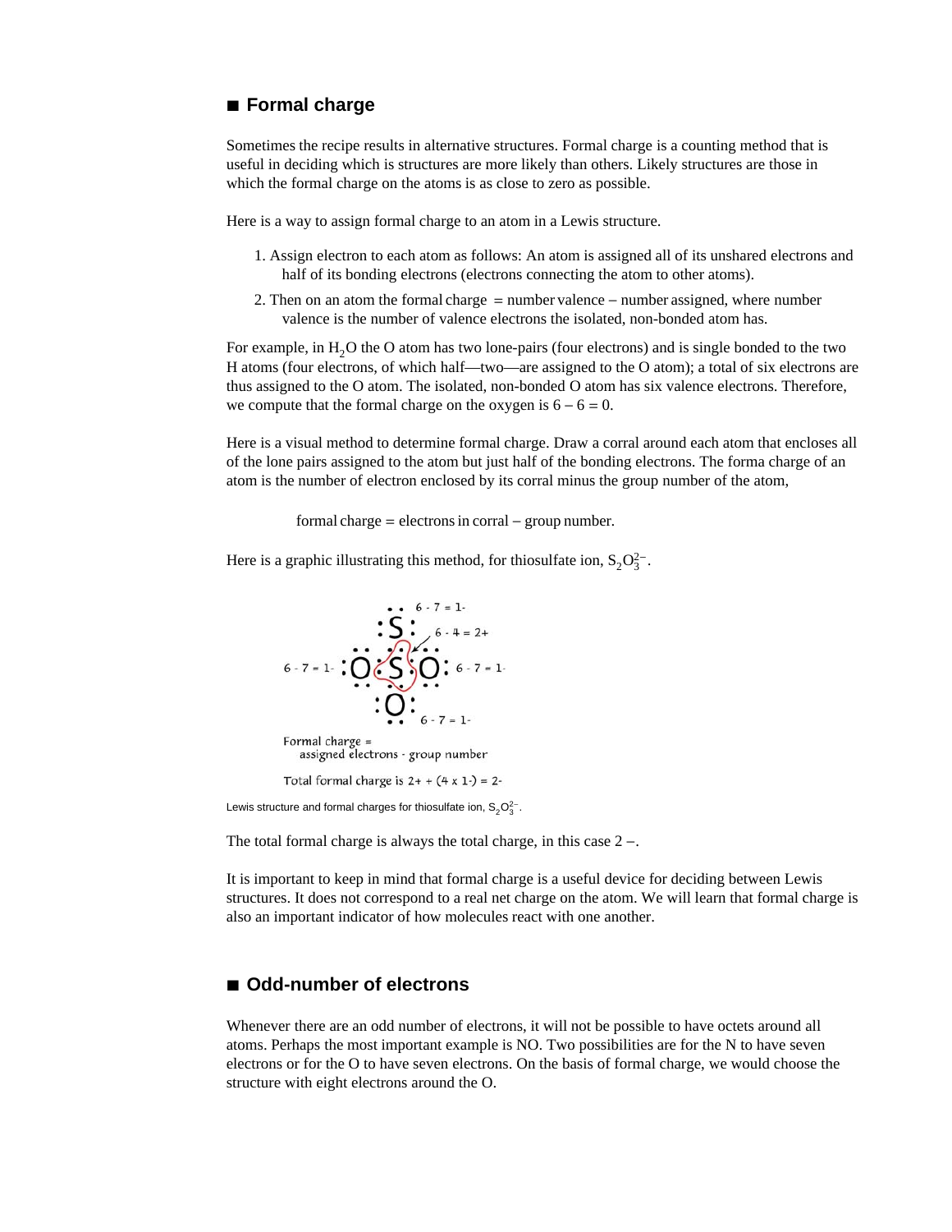## ■ Formal charge

Sometimes the recipe results in alternative structures. Formal charge is a counting method that is useful in deciding which is structures are more likely than others. Likely structures are those in which the formal charge on the atoms is as close to zero as possible.

Here is a way to assign formal charge to an atom in a Lewis structure.

1. Assign electron to each atom as follows: An atom is assigned all of its unshared electrons and half of its bonding electrons (electrons connecting the atom to other atoms).
2. Then on an atom the formal charge = number valence − number assigned, where number valence is the number of valence electrons the isolated, non-bonded atom has.

For example, in $H_2O$ the O atom has two lone-pairs (four electrons) and is single bonded to the two H atoms (four electrons, of which half—two—are assigned to the O atom); a total of six electrons are thus assigned to the O atom. The isolated, non-bonded O atom has six valence electrons. Therefore, we compute that the formal charge on the oxygen is $6 - 6 = 0$.

Here is a visual method to determine formal charge. Draw a corral around each atom that encloses all of the lone pairs assigned to the atom but just half of the bonding electrons. The forma charge of an atom is the number of electron enclosed by its corral minus the group number of the atom,

$$\text{formal charge} = \text{electrons in corral} - \text{group number.}$$

Here is a graphic illustrating this method, for thiosulfate ion, $S_2O_3^{2-}$.

Formal charge = assigned electrons - group number

Total formal charge is 2+ + (4 x 1-) = 2-

Lewis structure and formal charges for thiosulfate ion, $S_2O_3^{2-}$.

The total formal charge is always the total charge, in this case 2 −.

It is important to keep in mind that formal charge is a useful device for deciding between Lewis structures. It does not correspond to a real net charge on the atom. We will learn that formal charge is also an important indicator of how molecules react with one another.

## ■ Odd-number of electrons

Whenever there are an odd number of electrons, it will not be possible to have octets around all atoms. Perhaps the most important example is NO. Two possibilities are for the N to have seven electrons or for the O to have seven electrons. On the basis of formal charge, we would choose the structure with eight electrons around the O.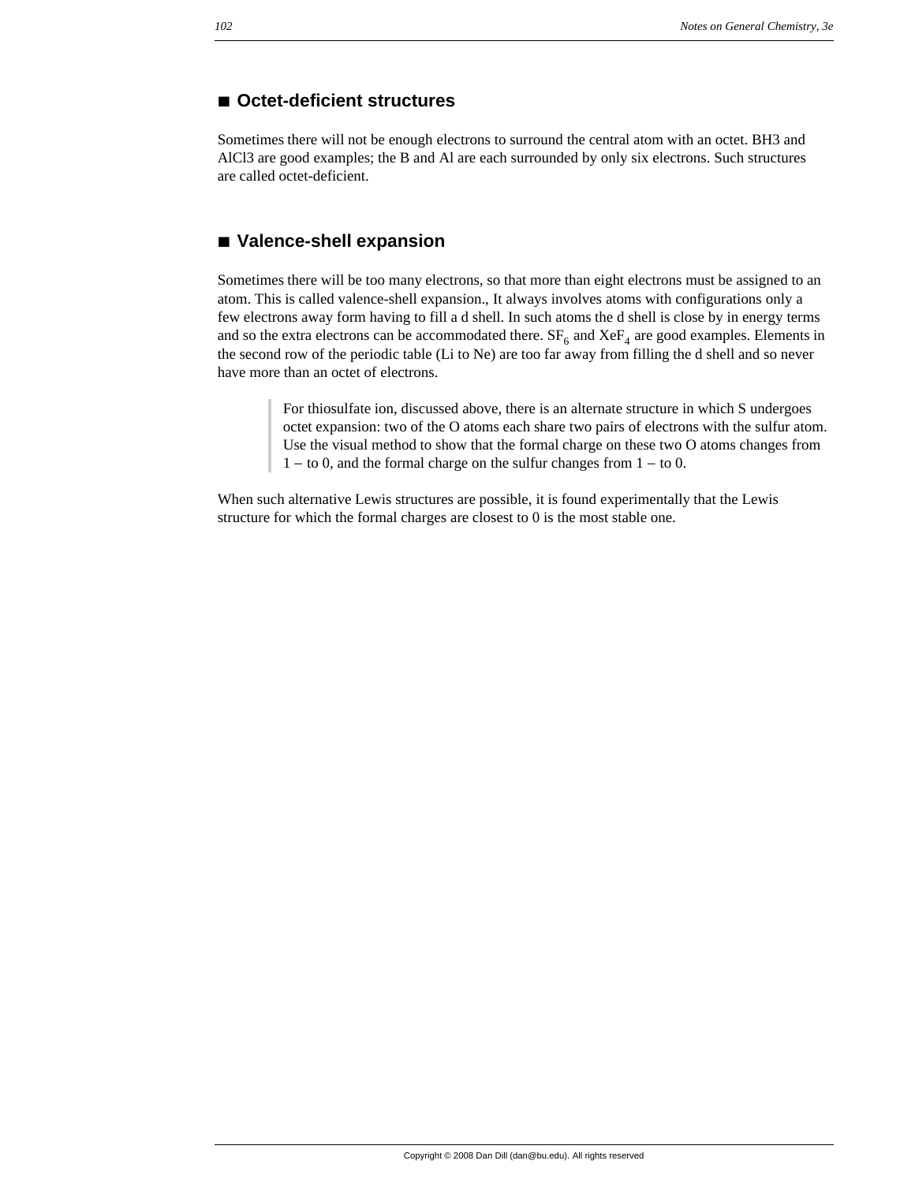## ■ Octet-deficient structures

Sometimes there will not be enough electrons to surround the central atom with an octet. BH3 and AlCl3 are good examples; the B and Al are each surrounded by only six electrons. Such structures are called octet-deficient.

## ■ Valence-shell expansion

Sometimes there will be too many electrons, so that more than eight electrons must be assigned to an atom. This is called valence-shell expansion., It always involves atoms with configurations only a few electrons away form having to fill a d shell. In such atoms the d shell is close by in energy terms and so the extra electrons can be accommodated there. $SF_6$ and $XeF_4$ are good examples. Elements in the second row of the periodic table (Li to Ne) are too far away from filling the d shell and so never have more than an octet of electrons.

> For thiosulfate ion, discussed above, there is an alternate structure in which S undergoes octet expansion: two of the O atoms each share two pairs of electrons with the sulfur atom. Use the visual method to show that the formal charge on these two O atoms changes from $1-$ to 0, and the formal charge on the sulfur changes from $1-$ to 0.

When such alternative Lewis structures are possible, it is found experimentally that the Lewis structure for which the formal charges are closest to 0 is the most stable one.